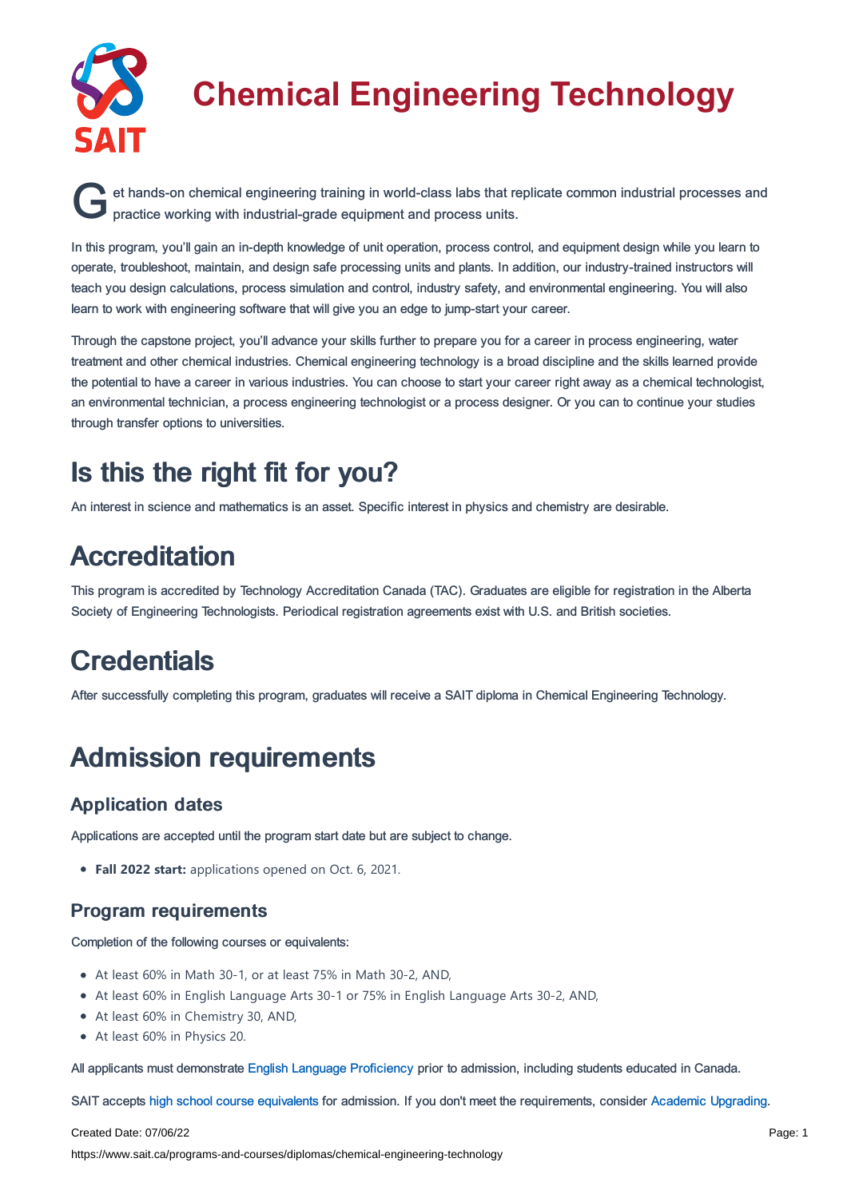# Chemical Engineering Technology

Get hands-on chemical engineering training in world-class labs that replicate common industrial processes and practice working with industrial-grade equipment and process units.

In this program, you'll gain an in-depth knowledge of unit operation, process control, and equipment design while you learn to operate, troubleshoot, maintain, and design safe processing units and plants. In addition, our industry-trained instructors will teach you design calculations, process simulation and control, industry safety, and environmental engineering. You will also learn to work with engineering software that will give you an edge to jump-start your career.

Through the capstone project, you'll advance your skills further to prepare you for a career in process engineering, water treatment and other chemical industries. Chemical engineering technology is a broad discipline and the skills learned provide the potential to have a career in various industries. You can choose to start your career right away as a chemical technologist, an environmental technician, a process engineering technologist or a process designer. Or you can to continue your studies through transfer options to universities.

## Is this the right fit for you?

An interest in science and mathematics is an asset. Specific interest in physics and chemistry are desirable.

## Accreditation

This program is accredited by Technology Accreditation Canada (TAC). Graduates are eligible for registration in the Alberta Society of Engineering Technologists. Periodical registration agreements exist with U.S. and British societies.

## Credentials

After successfully completing this program, graduates will receive a SAIT diploma in Chemical Engineering Technology.

## Admission requirements

### Application dates

Applications are accepted until the program start date but are subject to change.

- **Fall 2022 start:** applications opened on Oct. 6, 2021.

### Program requirements

Completion of the following courses or equivalents:

- At least 60% in Math 30-1, or at least 75% in Math 30-2, AND,
- At least 60% in English Language Arts 30-1 or 75% in English Language Arts 30-2, AND,
- At least 60% in Chemistry 30, AND,
- At least 60% in Physics 20.

All applicants must demonstrate English Language Proficiency prior to admission, including students educated in Canada.

SAIT accepts high school course equivalents for admission. If you don't meet the requirements, consider Academic Upgrading.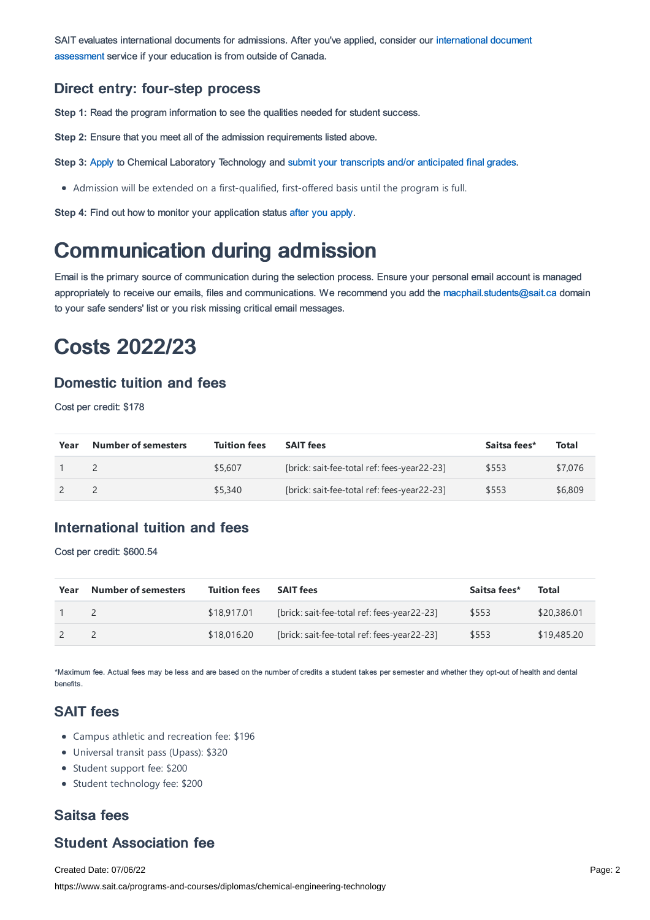SAIT evaluates international documents for admissions. After you've applied, consider our international document assessment service if your education is from outside of Canada.

### Direct entry: four-step process

**Step 1:** Read the program information to see the qualities needed for student success.

**Step 2:** Ensure that you meet all of the admission requirements listed above.

**Step 3:** Apply to Chemical Laboratory Technology and submit your transcripts and/or anticipated final grades.

- Admission will be extended on a first-qualified, first-offered basis until the program is full.

**Step 4:** Find out how to monitor your application status after you apply.

# Communication during admission

Email is the primary source of communication during the selection process. Ensure your personal email account is managed appropriately to receive our emails, files and communications. We recommend you add the macphail.students@sait.ca domain to your safe senders' list or you risk missing critical email messages.

# Costs 2022/23

### Domestic tuition and fees

Cost per credit: $178

| Year | Number of semesters | Tuition fees | SAIT fees | Saitsa fees* | Total |
|---|---|---|---|---|---|
| 1 | 2 | $5,607 | [brick: sait-fee-total ref: fees-year22-23] | $553 | $7,076 |
| 2 | 2 | $5,340 | [brick: sait-fee-total ref: fees-year22-23] | $553 | $6,809 |

### International tuition and fees

Cost per credit: $600.54

| Year | Number of semesters | Tuition fees | SAIT fees | Saitsa fees* | Total |
|---|---|---|---|---|---|
| 1 | 2 | $18,917.01 | [brick: sait-fee-total ref: fees-year22-23] | $553 | $20,386.01 |
| 2 | 2 | $18,016.20 | [brick: sait-fee-total ref: fees-year22-23] | $553 | $19,485.20 |

*Maximum fee. Actual fees may be less and are based on the number of credits a student takes per semester and whether they opt-out of health and dental benefits.

### SAIT fees

- Campus athletic and recreation fee: $196
- Universal transit pass (Upass): $320
- Student support fee: $200
- Student technology fee: $200

### Saitsa fees

### Student Association fee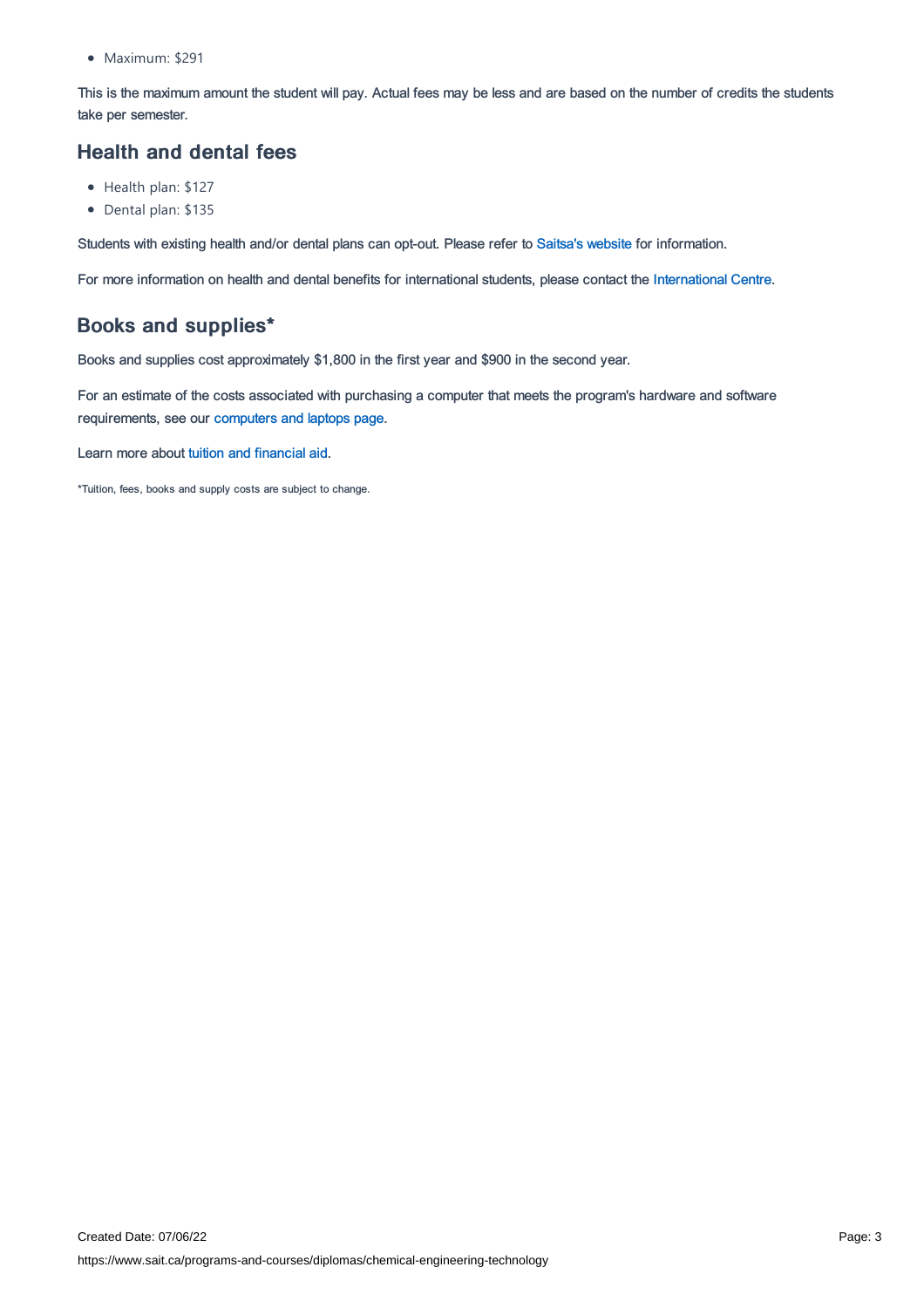- Maximum: $291

This is the maximum amount the student will pay. Actual fees may be less and are based on the number of credits the students take per semester.

## Health and dental fees

- Health plan: $127
- Dental plan: $135

Students with existing health and/or dental plans can opt-out. Please refer to Saitsa's website for information.

For more information on health and dental benefits for international students, please contact the International Centre.

## Books and supplies*

Books and supplies cost approximately $1,800 in the first year and $900 in the second year.

For an estimate of the costs associated with purchasing a computer that meets the program's hardware and software requirements, see our computers and laptops page.

Learn more about tuition and financial aid.

*Tuition, fees, books and supply costs are subject to change.